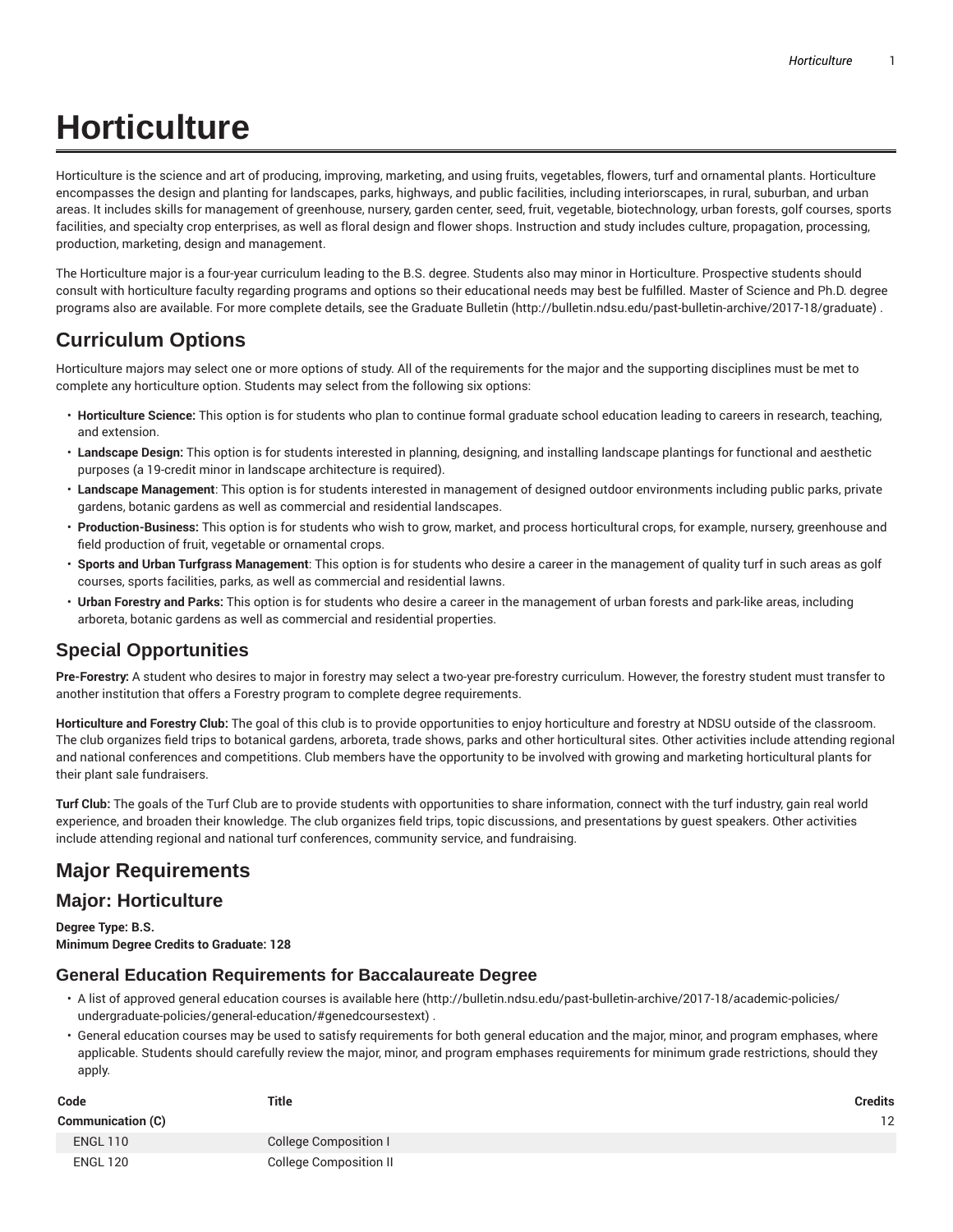# Horticulture

Horticulture is the science and art of producing, improving, marketing, and using fruits, vegetables, flowers, turf and ornamental plants. Horticulture encompasses the design and planting for landscapes, parks, highways, and public facilities, including interiorscapes, in rural, suburban, and urban areas. It includes skills for management of greenhouse, nursery, garden center, seed, fruit, vegetable, biotechnology, urban forests, golf courses, sports facilities, and specialty crop enterprises, as well as floral design and flower shops. Instruction and study includes culture, propagation, processing, production, marketing, design and management.

The Horticulture major is a four-year curriculum leading to the B.S. degree. Students also may minor in Horticulture. Prospective students should consult with horticulture faculty regarding programs and options so their educational needs may best be fulfilled. Master of Science and Ph.D. degree programs also are available. For more complete details, see the Graduate Bulletin (http://bulletin.ndsu.edu/past-bulletin-archive/2017-18/graduate) .

## Curriculum Options

Horticulture majors may select one or more options of study. All of the requirements for the major and the supporting disciplines must be met to complete any horticulture option. Students may select from the following six options:

- **Horticulture Science:** This option is for students who plan to continue formal graduate school education leading to careers in research, teaching, and extension.
- **Landscape Design:** This option is for students interested in planning, designing, and installing landscape plantings for functional and aesthetic purposes (a 19-credit minor in landscape architecture is required).
- **Landscape Management**: This option is for students interested in management of designed outdoor environments including public parks, private gardens, botanic gardens as well as commercial and residential landscapes.
- **Production-Business:** This option is for students who wish to grow, market, and process horticultural crops, for example, nursery, greenhouse and field production of fruit, vegetable or ornamental crops.
- **Sports and Urban Turfgrass Management**: This option is for students who desire a career in the management of quality turf in such areas as golf courses, sports facilities, parks, as well as commercial and residential lawns.
- **Urban Forestry and Parks:** This option is for students who desire a career in the management of urban forests and park-like areas, including arboreta, botanic gardens as well as commercial and residential properties.

## Special Opportunities

**Pre-Forestry:** A student who desires to major in forestry may select a two-year pre-forestry curriculum. However, the forestry student must transfer to another institution that offers a Forestry program to complete degree requirements.

**Horticulture and Forestry Club:** The goal of this club is to provide opportunities to enjoy horticulture and forestry at NDSU outside of the classroom. The club organizes field trips to botanical gardens, arboreta, trade shows, parks and other horticultural sites. Other activities include attending regional and national conferences and competitions. Club members have the opportunity to be involved with growing and marketing horticultural plants for their plant sale fundraisers.

**Turf Club:** The goals of the Turf Club are to provide students with opportunities to share information, connect with the turf industry, gain real world experience, and broaden their knowledge. The club organizes field trips, topic discussions, and presentations by guest speakers. Other activities include attending regional and national turf conferences, community service, and fundraising.

## Major Requirements

## Major: Horticulture

**Degree Type: B.S.**
**Minimum Degree Credits to Graduate: 128**

### General Education Requirements for Baccalaureate Degree

- A list of approved general education courses is available here (http://bulletin.ndsu.edu/past-bulletin-archive/2017-18/academic-policies/undergraduate-policies/general-education/#genedcoursestext) .
- General education courses may be used to satisfy requirements for both general education and the major, minor, and program emphases, where applicable. Students should carefully review the major, minor, and program emphases requirements for minimum grade restrictions, should they apply.

| Code | Title | Credits |
|---|---|---|
| **Communication (C)** | | 12 |
| ENGL 110 | College Composition I | |
| ENGL 120 | College Composition II | |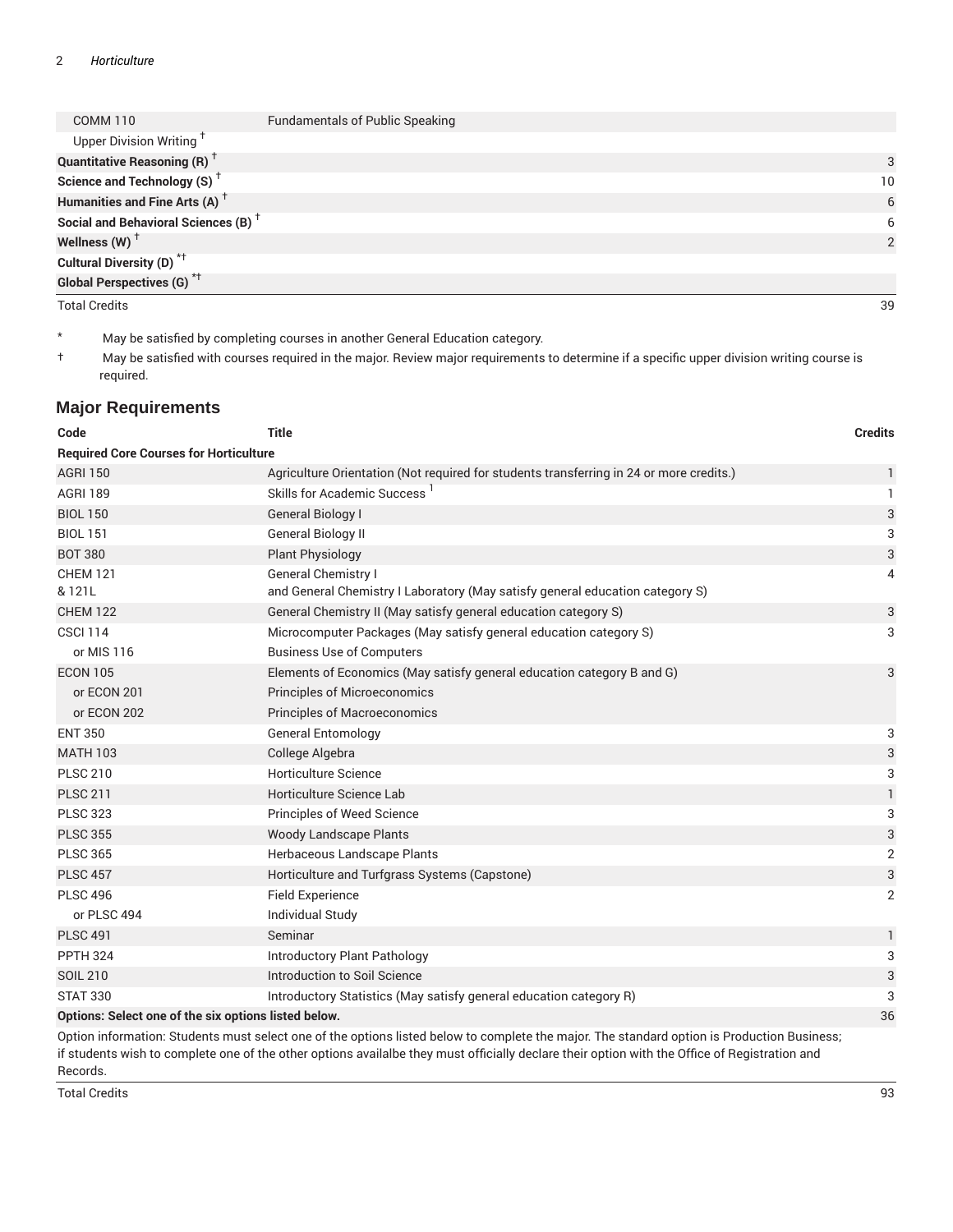| | | |
|---|---|---|
| COMM 110 | Fundamentals of Public Speaking | |
| Upper Division Writing † | | |
| **Quantitative Reasoning (R) †** | | 3 |
| **Science and Technology (S) †** | | 10 |
| **Humanities and Fine Arts (A) †** | | 6 |
| **Social and Behavioral Sciences (B) †** | | 6 |
| **Wellness (W) †** | | 2 |
| **Cultural Diversity (D) *†** | | |
| **Global Perspectives (G) *†** | | |
| Total Credits | | 39 |

\* May be satisfied by completing courses in another General Education category.

† May be satisfied with courses required in the major. Review major requirements to determine if a specific upper division writing course is required.

## Major Requirements

| Code | Title | Credits |
|---|---|---|
| **Required Core Courses for Horticulture** | | |
| AGRI 150 | Agriculture Orientation (Not required for students transferring in 24 or more credits.) | 1 |
| AGRI 189 | Skills for Academic Success [1] | 1 |
| BIOL 150 | General Biology I | 3 |
| BIOL 151 | General Biology II | 3 |
| BOT 380 | Plant Physiology | 3 |
| CHEM 121<br>& 121L | General Chemistry I<br>and General Chemistry I Laboratory (May satisfy general education category S) | 4 |
| CHEM 122 | General Chemistry II (May satisfy general education category S) | 3 |
| CSCI 114 | Microcomputer Packages (May satisfy general education category S) | 3 |
| or MIS 116 | Business Use of Computers | |
| ECON 105 | Elements of Economics (May satisfy general education category B and G) | 3 |
| or ECON 201 | Principles of Microeconomics | |
| or ECON 202 | Principles of Macroeconomics | |
| ENT 350 | General Entomology | 3 |
| MATH 103 | College Algebra | 3 |
| PLSC 210 | Horticulture Science | 3 |
| PLSC 211 | Horticulture Science Lab | 1 |
| PLSC 323 | Principles of Weed Science | 3 |
| PLSC 355 | Woody Landscape Plants | 3 |
| PLSC 365 | Herbaceous Landscape Plants | 2 |
| PLSC 457 | Horticulture and Turfgrass Systems (Capstone) | 3 |
| PLSC 496 | Field Experience | 2 |
| or PLSC 494 | Individual Study | |
| PLSC 491 | Seminar | 1 |
| PPTH 324 | Introductory Plant Pathology | 3 |
| SOIL 210 | Introduction to Soil Science | 3 |
| STAT 330 | Introductory Statistics (May satisfy general education category R) | 3 |
| **Options: Select one of the six options listed below.** | | 36 |
| Option information: Students must select one of the options listed below to complete the major. The standard option is Production Business; if students wish to complete one of the other options availalbe they must officially declare their option with the Office of Registration and Records. | | |
| Total Credits | | 93 |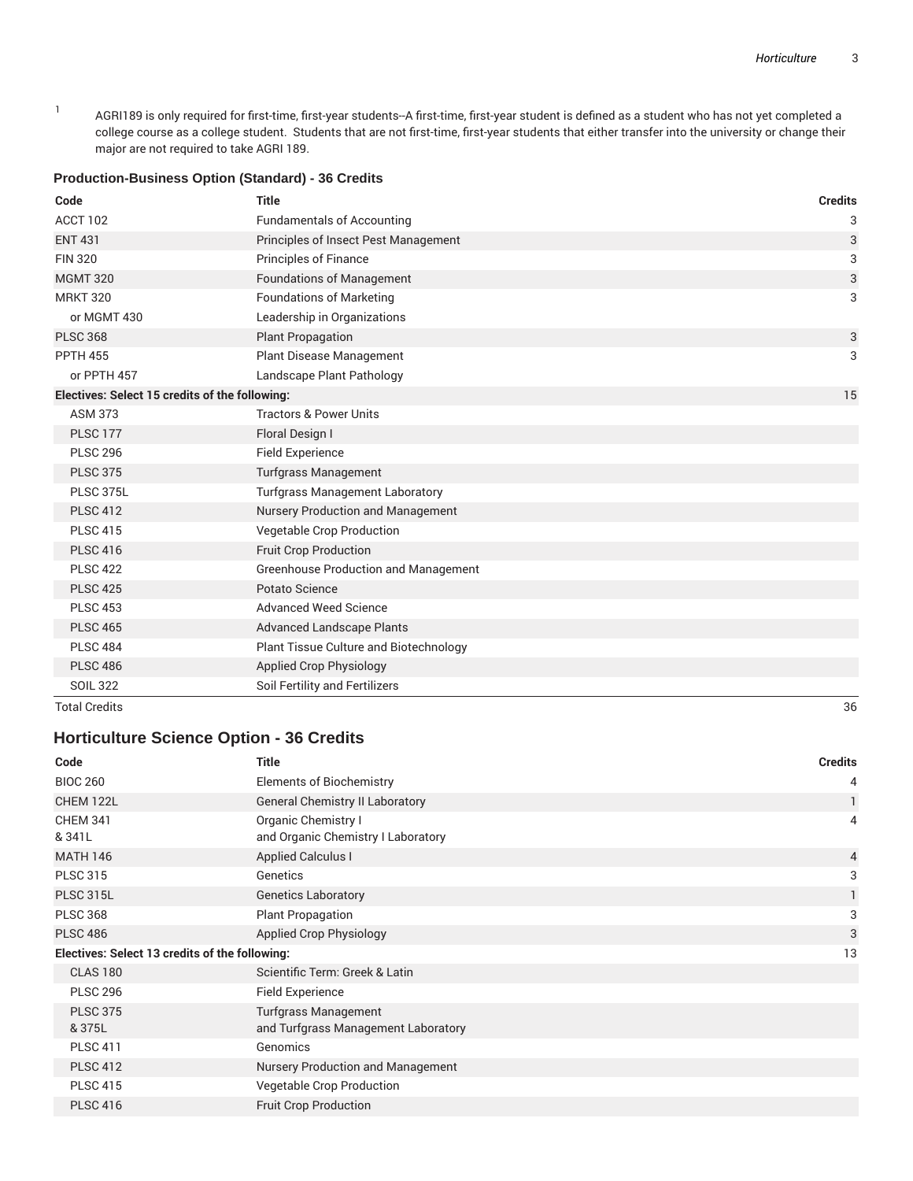1 AGRI189 is only required for first-time, first-year students--A first-time, first-year student is defined as a student who has not yet completed a college course as a college student. Students that are not first-time, first-year students that either transfer into the university or change their major are not required to take AGRI 189.

### Production-Business Option (Standard) - 36 Credits

| Code | Title | Credits |
|---|---|---|
| ACCT 102 | Fundamentals of Accounting | 3 |
| ENT 431 | Principles of Insect Pest Management | 3 |
| FIN 320 | Principles of Finance | 3 |
| MGMT 320 | Foundations of Management | 3 |
| MRKT 320 | Foundations of Marketing | 3 |
| or MGMT 430 | Leadership in Organizations | |
| PLSC 368 | Plant Propagation | 3 |
| PPTH 455 | Plant Disease Management | 3 |
| or PPTH 457 | Landscape Plant Pathology | |
| **Electives: Select 15 credits of the following:** | | 15 |
| ASM 373 | Tractors & Power Units | |
| PLSC 177 | Floral Design I | |
| PLSC 296 | Field Experience | |
| PLSC 375 | Turfgrass Management | |
| PLSC 375L | Turfgrass Management Laboratory | |
| PLSC 412 | Nursery Production and Management | |
| PLSC 415 | Vegetable Crop Production | |
| PLSC 416 | Fruit Crop Production | |
| PLSC 422 | Greenhouse Production and Management | |
| PLSC 425 | Potato Science | |
| PLSC 453 | Advanced Weed Science | |
| PLSC 465 | Advanced Landscape Plants | |
| PLSC 484 | Plant Tissue Culture and Biotechnology | |
| PLSC 486 | Applied Crop Physiology | |
| SOIL 322 | Soil Fertility and Fertilizers | |
| Total Credits | | 36 |

## Horticulture Science Option - 36 Credits

| Code | Title | Credits |
|---|---|---|
| BIOC 260 | Elements of Biochemistry | 4 |
| CHEM 122L | General Chemistry II Laboratory | 1 |
| CHEM 341 & 341L | Organic Chemistry I and Organic Chemistry I Laboratory | 4 |
| MATH 146 | Applied Calculus I | 4 |
| PLSC 315 | Genetics | 3 |
| PLSC 315L | Genetics Laboratory | 1 |
| PLSC 368 | Plant Propagation | 3 |
| PLSC 486 | Applied Crop Physiology | 3 |
| **Electives: Select 13 credits of the following:** | | 13 |
| CLAS 180 | Scientific Term: Greek & Latin | |
| PLSC 296 | Field Experience | |
| PLSC 375 & 375L | Turfgrass Management and Turfgrass Management Laboratory | |
| PLSC 411 | Genomics | |
| PLSC 412 | Nursery Production and Management | |
| PLSC 415 | Vegetable Crop Production | |
| PLSC 416 | Fruit Crop Production | |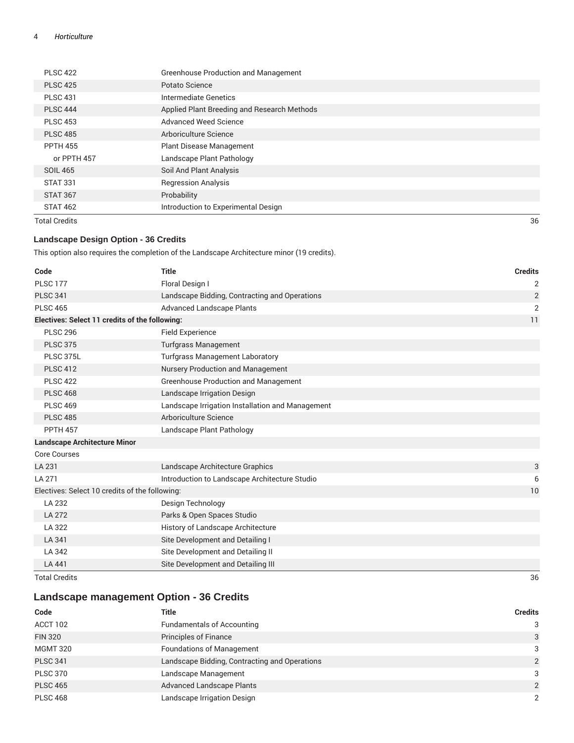| Code | Title | Credits |
| --- | --- | --- |
| PLSC 422 | Greenhouse Production and Management | |
| PLSC 425 | Potato Science | |
| PLSC 431 | Intermediate Genetics | |
| PLSC 444 | Applied Plant Breeding and Research Methods | |
| PLSC 453 | Advanced Weed Science | |
| PLSC 485 | Arboriculture Science | |
| PPTH 455 | Plant Disease Management | |
| or PPTH 457 | Landscape Plant Pathology | |
| SOIL 465 | Soil And Plant Analysis | |
| STAT 331 | Regression Analysis | |
| STAT 367 | Probability | |
| STAT 462 | Introduction to Experimental Design | |
| Total Credits | | 36 |

### Landscape Design Option - 36 Credits

This option also requires the completion of the Landscape Architecture minor (19 credits).

| Code | Title | Credits |
| --- | --- | --- |
| PLSC 177 | Floral Design I | 2 |
| PLSC 341 | Landscape Bidding, Contracting and Operations | 2 |
| PLSC 465 | Advanced Landscape Plants | 2 |
| **Electives: Select 11 credits of the following:** | | 11 |
| PLSC 296 | Field Experience | |
| PLSC 375 | Turfgrass Management | |
| PLSC 375L | Turfgrass Management Laboratory | |
| PLSC 412 | Nursery Production and Management | |
| PLSC 422 | Greenhouse Production and Management | |
| PLSC 468 | Landscape Irrigation Design | |
| PLSC 469 | Landscape Irrigation Installation and Management | |
| PLSC 485 | Arboriculture Science | |
| PPTH 457 | Landscape Plant Pathology | |
| **Landscape Architecture Minor** | | |
| Core Courses | | |
| LA 231 | Landscape Architecture Graphics | 3 |
| LA 271 | Introduction to Landscape Architecture Studio | 6 |
| Electives: Select 10 credits of the following: | | 10 |
| LA 232 | Design Technology | |
| LA 272 | Parks & Open Spaces Studio | |
| LA 322 | History of Landscape Architecture | |
| LA 341 | Site Development and Detailing I | |
| LA 342 | Site Development and Detailing II | |
| LA 441 | Site Development and Detailing III | |
| Total Credits | | 36 |

## Landscape management Option - 36 Credits

| Code | Title | Credits |
| --- | --- | --- |
| ACCT 102 | Fundamentals of Accounting | 3 |
| FIN 320 | Principles of Finance | 3 |
| MGMT 320 | Foundations of Management | 3 |
| PLSC 341 | Landscape Bidding, Contracting and Operations | 2 |
| PLSC 370 | Landscape Management | 3 |
| PLSC 465 | Advanced Landscape Plants | 2 |
| PLSC 468 | Landscape Irrigation Design | 2 |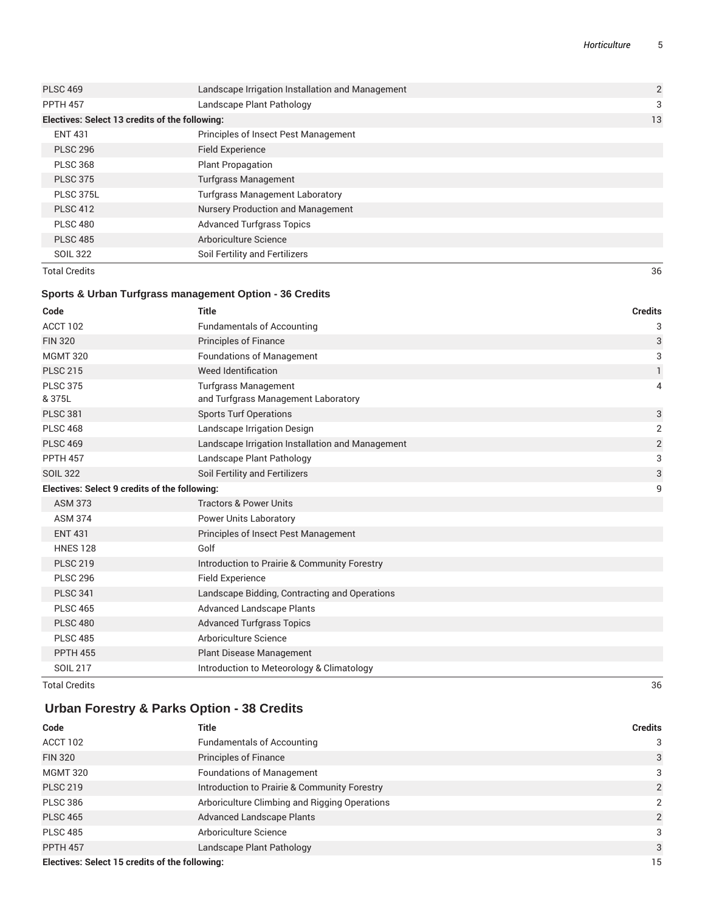| Code | Title | Credits |
| --- | --- | --- |
| PLSC 469 | Landscape Irrigation Installation and Management | 2 |
| PPTH 457 | Landscape Plant Pathology | 3 |
| **Electives: Select 13 credits of the following:** | | 13 |
| ENT 431 | Principles of Insect Pest Management | |
| PLSC 296 | Field Experience | |
| PLSC 368 | Plant Propagation | |
| PLSC 375 | Turfgrass Management | |
| PLSC 375L | Turfgrass Management Laboratory | |
| PLSC 412 | Nursery Production and Management | |
| PLSC 480 | Advanced Turfgrass Topics | |
| PLSC 485 | Arboriculture Science | |
| SOIL 322 | Soil Fertility and Fertilizers | |
| Total Credits | | 36 |

### Sports & Urban Turfgrass management Option - 36 Credits

| Code | Title | Credits |
| --- | --- | --- |
| ACCT 102 | Fundamentals of Accounting | 3 |
| FIN 320 | Principles of Finance | 3 |
| MGMT 320 | Foundations of Management | 3 |
| PLSC 215 | Weed Identification | 1 |
| PLSC 375 & 375L | Turfgrass Management and Turfgrass Management Laboratory | 4 |
| PLSC 381 | Sports Turf Operations | 3 |
| PLSC 468 | Landscape Irrigation Design | 2 |
| PLSC 469 | Landscape Irrigation Installation and Management | 2 |
| PPTH 457 | Landscape Plant Pathology | 3 |
| SOIL 322 | Soil Fertility and Fertilizers | 3 |
| **Electives: Select 9 credits of the following:** | | 9 |
| ASM 373 | Tractors & Power Units | |
| ASM 374 | Power Units Laboratory | |
| ENT 431 | Principles of Insect Pest Management | |
| HNES 128 | Golf | |
| PLSC 219 | Introduction to Prairie & Community Forestry | |
| PLSC 296 | Field Experience | |
| PLSC 341 | Landscape Bidding, Contracting and Operations | |
| PLSC 465 | Advanced Landscape Plants | |
| PLSC 480 | Advanced Turfgrass Topics | |
| PLSC 485 | Arboriculture Science | |
| PPTH 455 | Plant Disease Management | |
| SOIL 217 | Introduction to Meteorology & Climatology | |
| Total Credits | | 36 |

## Urban Forestry & Parks Option - 38 Credits

| Code | Title | Credits |
| --- | --- | --- |
| ACCT 102 | Fundamentals of Accounting | 3 |
| FIN 320 | Principles of Finance | 3 |
| MGMT 320 | Foundations of Management | 3 |
| PLSC 219 | Introduction to Prairie & Community Forestry | 2 |
| PLSC 386 | Arboriculture Climbing and Rigging Operations | 2 |
| PLSC 465 | Advanced Landscape Plants | 2 |
| PLSC 485 | Arboriculture Science | 3 |
| PPTH 457 | Landscape Plant Pathology | 3 |
| **Electives: Select 15 credits of the following:** | | 15 |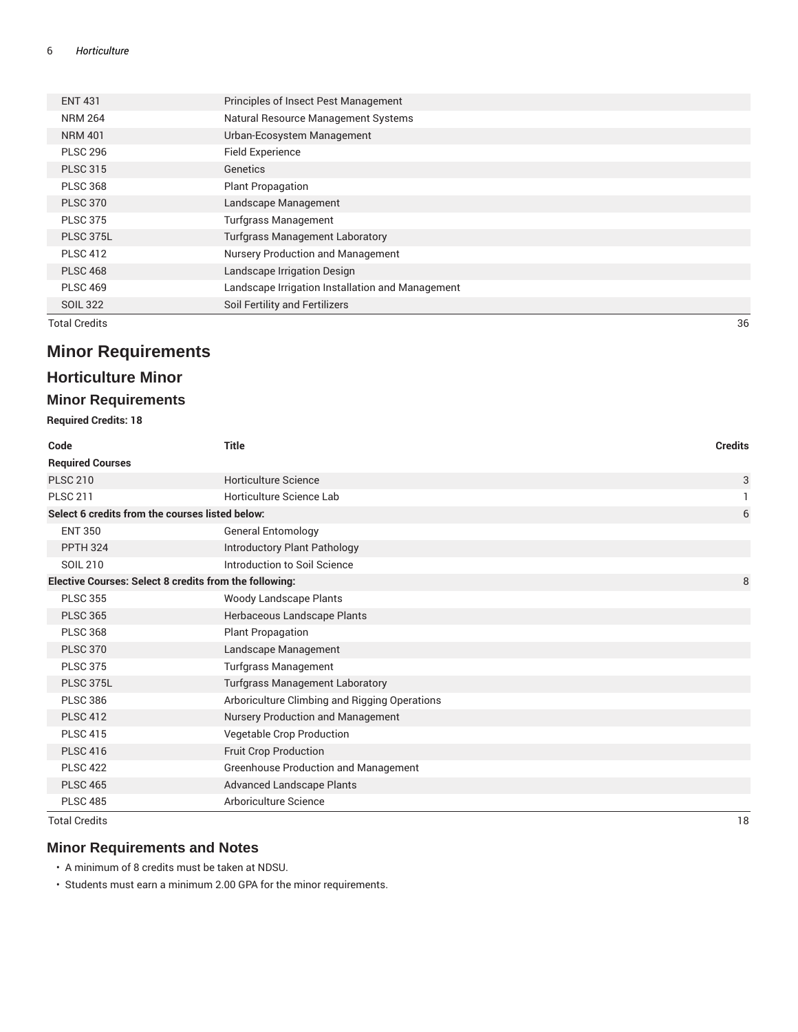| | | |
|---|---|---|
| ENT 431 | Principles of Insect Pest Management | |
| NRM 264 | Natural Resource Management Systems | |
| NRM 401 | Urban-Ecosystem Management | |
| PLSC 296 | Field Experience | |
| PLSC 315 | Genetics | |
| PLSC 368 | Plant Propagation | |
| PLSC 370 | Landscape Management | |
| PLSC 375 | Turfgrass Management | |
| PLSC 375L | Turfgrass Management Laboratory | |
| PLSC 412 | Nursery Production and Management | |
| PLSC 468 | Landscape Irrigation Design | |
| PLSC 469 | Landscape Irrigation Installation and Management | |
| SOIL 322 | Soil Fertility and Fertilizers | |
| Total Credits | | 36 |

## Minor Requirements

### Horticulture Minor

### Minor Requirements

**Required Credits: 18**

| Code | Title | Credits |
|---|---|---|
| **Required Courses** | | |
| PLSC 210 | Horticulture Science | 3 |
| PLSC 211 | Horticulture Science Lab | 1 |
| **Select 6 credits from the courses listed below:** | | 6 |
| ENT 350 | General Entomology | |
| PPTH 324 | Introductory Plant Pathology | |
| SOIL 210 | Introduction to Soil Science | |
| **Elective Courses: Select 8 credits from the following:** | | 8 |
| PLSC 355 | Woody Landscape Plants | |
| PLSC 365 | Herbaceous Landscape Plants | |
| PLSC 368 | Plant Propagation | |
| PLSC 370 | Landscape Management | |
| PLSC 375 | Turfgrass Management | |
| PLSC 375L | Turfgrass Management Laboratory | |
| PLSC 386 | Arboriculture Climbing and Rigging Operations | |
| PLSC 412 | Nursery Production and Management | |
| PLSC 415 | Vegetable Crop Production | |
| PLSC 416 | Fruit Crop Production | |
| PLSC 422 | Greenhouse Production and Management | |
| PLSC 465 | Advanced Landscape Plants | |
| PLSC 485 | Arboriculture Science | |
| Total Credits | | 18 |

### Minor Requirements and Notes

- A minimum of 8 credits must be taken at NDSU.
- Students must earn a minimum 2.00 GPA for the minor requirements.